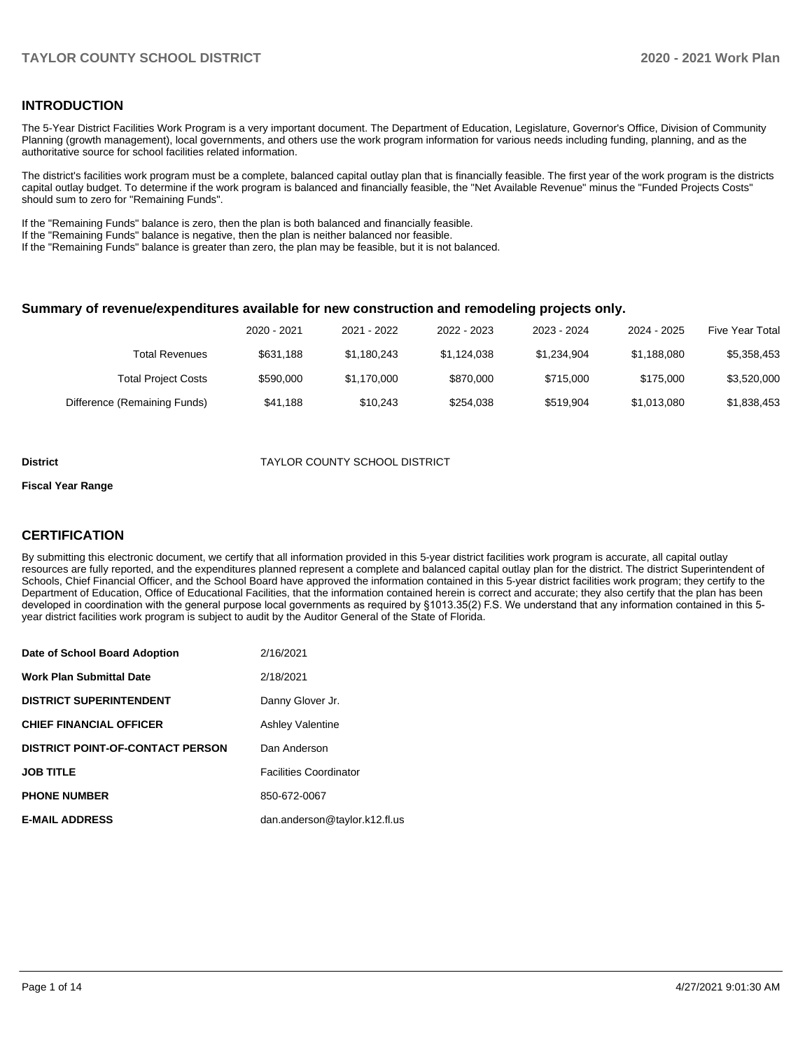## INTRODUCTION

The 5-Year District Facilities Work Program is a very important document. The Department of Education, Legislature, Governor's Office, Division of Community Planning (growth management), local governments, and others use the work program information for various needs including funding, planning, and as the authoritative source for school facilities related information.

The district's facilities work program must be a complete, balanced capital outlay plan that is financially feasible. The first year of the work program is the districts capital outlay budget. To determine if the work program is balanced and financially feasible, the "Net Available Revenue" minus the "Funded Projects Costs" should sum to zero for "Remaining Funds".

If the "Remaining Funds" balance is zero, then the plan is both balanced and financially feasible.
If the "Remaining Funds" balance is negative, then the plan is neither balanced nor feasible.
If the "Remaining Funds" balance is greater than zero, the plan may be feasible, but it is not balanced.

### Summary of revenue/expenditures available for new construction and remodeling projects only.

| | 2020 - 2021 | 2021 - 2022 | 2022 - 2023 | 2023 - 2024 | 2024 - 2025 | Five Year Total |
|---|---|---|---|---|---|---|
| Total Revenues | $631,188 | $1,180,243 | $1,124,038 | $1,234,904 | $1,188,080 | $5,358,453 |
| Total Project Costs | $590,000 | $1,170,000 | $870,000 | $715,000 | $175,000 | $3,520,000 |
| Difference (Remaining Funds) | $41,188 | $10,243 | $254,038 | $519,904 | $1,013,080 | $1,838,453 |

**District** TAYLOR COUNTY SCHOOL DISTRICT

**Fiscal Year Range**

## CERTIFICATION

By submitting this electronic document, we certify that all information provided in this 5-year district facilities work program is accurate, all capital outlay resources are fully reported, and the expenditures planned represent a complete and balanced capital outlay plan for the district. The district Superintendent of Schools, Chief Financial Officer, and the School Board have approved the information contained in this 5-year district facilities work program; they certify to the Department of Education, Office of Educational Facilities, that the information contained herein is correct and accurate; they also certify that the plan has been developed in coordination with the general purpose local governments as required by §1013.35(2) F.S. We understand that any information contained in this 5-year district facilities work program is subject to audit by the Auditor General of the State of Florida.

| | |
|---|---|
| **Date of School Board Adoption** | 2/16/2021 |
| **Work Plan Submittal Date** | 2/18/2021 |
| **DISTRICT SUPERINTENDENT** | Danny Glover Jr. |
| **CHIEF FINANCIAL OFFICER** | Ashley Valentine |
| **DISTRICT POINT-OF-CONTACT PERSON** | Dan Anderson |
| **JOB TITLE** | Facilities Coordinator |
| **PHONE NUMBER** | 850-672-0067 |
| **E-MAIL ADDRESS** | dan.anderson@taylor.k12.fl.us |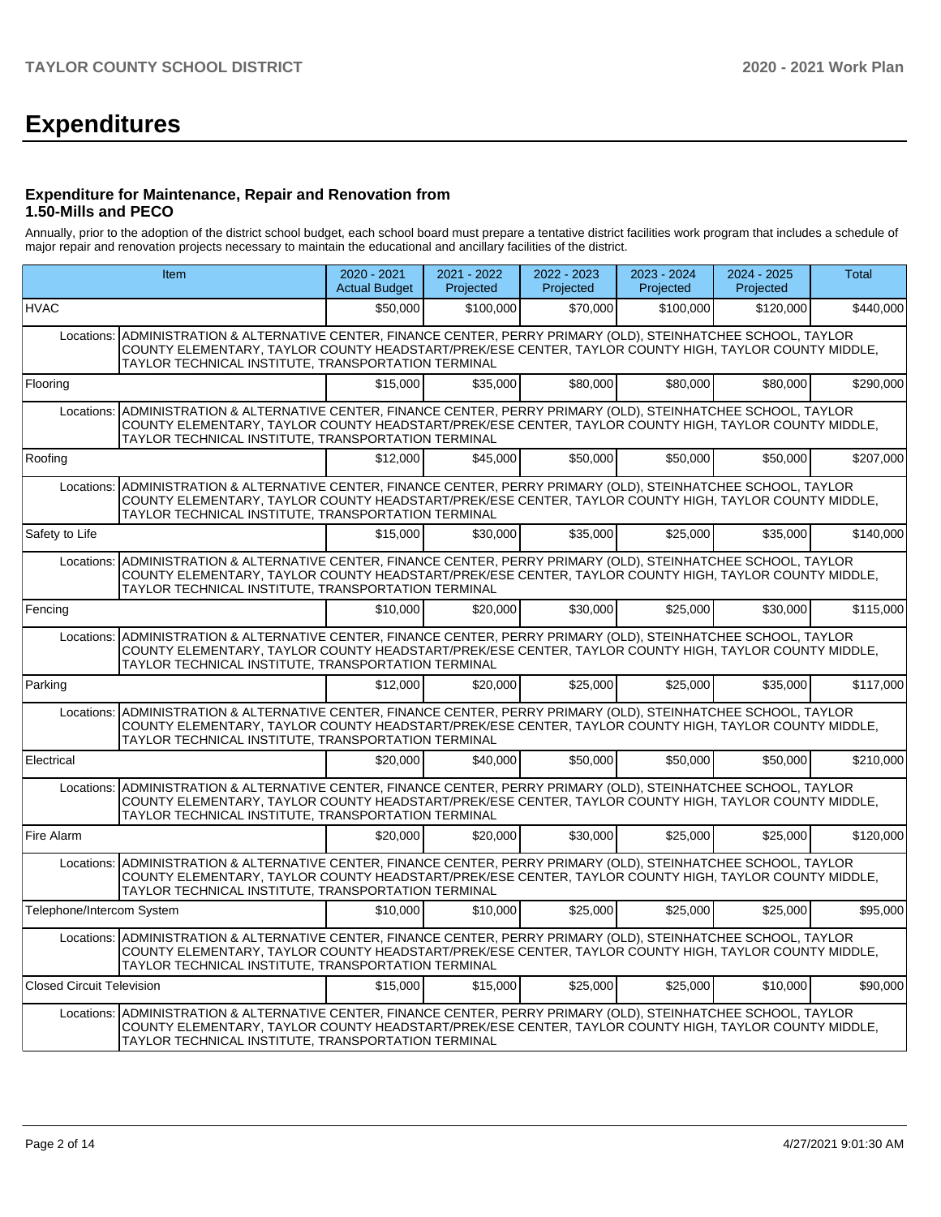# Expenditures

### Expenditure for Maintenance, Repair and Renovation from 1.50-Mills and PECO

Annually, prior to the adoption of the district school budget, each school board must prepare a tentative district facilities work program that includes a schedule of major repair and renovation projects necessary to maintain the educational and ancillary facilities of the district.

| Item | 2020 - 2021 Actual Budget | 2021 - 2022 Projected | 2022 - 2023 Projected | 2023 - 2024 Projected | 2024 - 2025 Projected | Total |
|---|---|---|---|---|---|---|
| HVAC | $50,000 | $100,000 | $70,000 | $100,000 | $120,000 | $440,000 |
| Locations: ADMINISTRATION & ALTERNATIVE CENTER, FINANCE CENTER, PERRY PRIMARY (OLD), STEINHATCHEE SCHOOL, TAYLOR COUNTY ELEMENTARY, TAYLOR COUNTY HEADSTART/PREK/ESE CENTER, TAYLOR COUNTY HIGH, TAYLOR COUNTY MIDDLE, TAYLOR TECHNICAL INSTITUTE, TRANSPORTATION TERMINAL | | | | | | |
| Flooring | $15,000 | $35,000 | $80,000 | $80,000 | $80,000 | $290,000 |
| Locations: ADMINISTRATION & ALTERNATIVE CENTER, FINANCE CENTER, PERRY PRIMARY (OLD), STEINHATCHEE SCHOOL, TAYLOR COUNTY ELEMENTARY, TAYLOR COUNTY HEADSTART/PREK/ESE CENTER, TAYLOR COUNTY HIGH, TAYLOR COUNTY MIDDLE, TAYLOR TECHNICAL INSTITUTE, TRANSPORTATION TERMINAL | | | | | | |
| Roofing | $12,000 | $45,000 | $50,000 | $50,000 | $50,000 | $207,000 |
| Locations: ADMINISTRATION & ALTERNATIVE CENTER, FINANCE CENTER, PERRY PRIMARY (OLD), STEINHATCHEE SCHOOL, TAYLOR COUNTY ELEMENTARY, TAYLOR COUNTY HEADSTART/PREK/ESE CENTER, TAYLOR COUNTY HIGH, TAYLOR COUNTY MIDDLE, TAYLOR TECHNICAL INSTITUTE, TRANSPORTATION TERMINAL | | | | | | |
| Safety to Life | $15,000 | $30,000 | $35,000 | $25,000 | $35,000 | $140,000 |
| Locations: ADMINISTRATION & ALTERNATIVE CENTER, FINANCE CENTER, PERRY PRIMARY (OLD), STEINHATCHEE SCHOOL, TAYLOR COUNTY ELEMENTARY, TAYLOR COUNTY HEADSTART/PREK/ESE CENTER, TAYLOR COUNTY HIGH, TAYLOR COUNTY MIDDLE, TAYLOR TECHNICAL INSTITUTE, TRANSPORTATION TERMINAL | | | | | | |
| Fencing | $10,000 | $20,000 | $30,000 | $25,000 | $30,000 | $115,000 |
| Locations: ADMINISTRATION & ALTERNATIVE CENTER, FINANCE CENTER, PERRY PRIMARY (OLD), STEINHATCHEE SCHOOL, TAYLOR COUNTY ELEMENTARY, TAYLOR COUNTY HEADSTART/PREK/ESE CENTER, TAYLOR COUNTY HIGH, TAYLOR COUNTY MIDDLE, TAYLOR TECHNICAL INSTITUTE, TRANSPORTATION TERMINAL | | | | | | |
| Parking | $12,000 | $20,000 | $25,000 | $25,000 | $35,000 | $117,000 |
| Locations: ADMINISTRATION & ALTERNATIVE CENTER, FINANCE CENTER, PERRY PRIMARY (OLD), STEINHATCHEE SCHOOL, TAYLOR COUNTY ELEMENTARY, TAYLOR COUNTY HEADSTART/PREK/ESE CENTER, TAYLOR COUNTY HIGH, TAYLOR COUNTY MIDDLE, TAYLOR TECHNICAL INSTITUTE, TRANSPORTATION TERMINAL | | | | | | |
| Electrical | $20,000 | $40,000 | $50,000 | $50,000 | $50,000 | $210,000 |
| Locations: ADMINISTRATION & ALTERNATIVE CENTER, FINANCE CENTER, PERRY PRIMARY (OLD), STEINHATCHEE SCHOOL, TAYLOR COUNTY ELEMENTARY, TAYLOR COUNTY HEADSTART/PREK/ESE CENTER, TAYLOR COUNTY HIGH, TAYLOR COUNTY MIDDLE, TAYLOR TECHNICAL INSTITUTE, TRANSPORTATION TERMINAL | | | | | | |
| Fire Alarm | $20,000 | $20,000 | $30,000 | $25,000 | $25,000 | $120,000 |
| Locations: ADMINISTRATION & ALTERNATIVE CENTER, FINANCE CENTER, PERRY PRIMARY (OLD), STEINHATCHEE SCHOOL, TAYLOR COUNTY ELEMENTARY, TAYLOR COUNTY HEADSTART/PREK/ESE CENTER, TAYLOR COUNTY HIGH, TAYLOR COUNTY MIDDLE, TAYLOR TECHNICAL INSTITUTE, TRANSPORTATION TERMINAL | | | | | | |
| Telephone/Intercom System | $10,000 | $10,000 | $25,000 | $25,000 | $25,000 | $95,000 |
| Locations: ADMINISTRATION & ALTERNATIVE CENTER, FINANCE CENTER, PERRY PRIMARY (OLD), STEINHATCHEE SCHOOL, TAYLOR COUNTY ELEMENTARY, TAYLOR COUNTY HEADSTART/PREK/ESE CENTER, TAYLOR COUNTY HIGH, TAYLOR COUNTY MIDDLE, TAYLOR TECHNICAL INSTITUTE, TRANSPORTATION TERMINAL | | | | | | |
| Closed Circuit Television | $15,000 | $15,000 | $25,000 | $25,000 | $10,000 | $90,000 |
| Locations: ADMINISTRATION & ALTERNATIVE CENTER, FINANCE CENTER, PERRY PRIMARY (OLD), STEINHATCHEE SCHOOL, TAYLOR COUNTY ELEMENTARY, TAYLOR COUNTY HEADSTART/PREK/ESE CENTER, TAYLOR COUNTY HIGH, TAYLOR COUNTY MIDDLE, TAYLOR TECHNICAL INSTITUTE, TRANSPORTATION TERMINAL | | | | | | |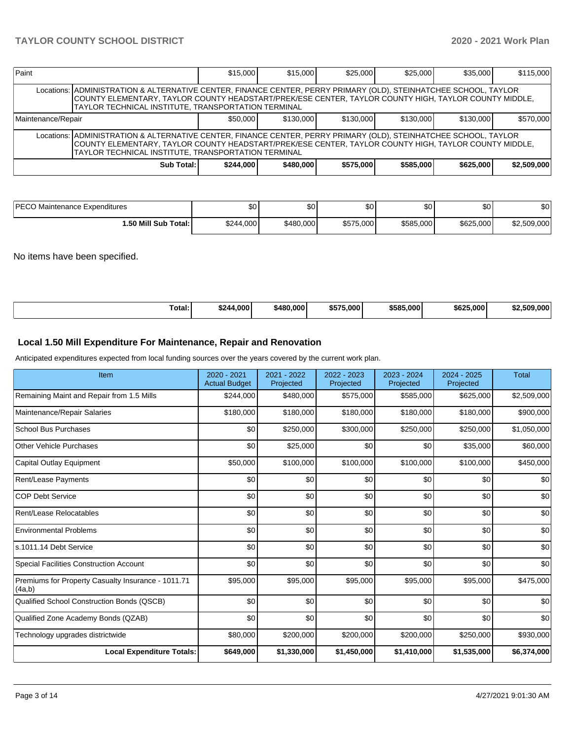| Paint | | $15,000 | $15,000 | $25,000 | $25,000 | $35,000 | $115,000 |
|---|---|---|---|---|---|---|---|
| | Locations: | ADMINISTRATION & ALTERNATIVE CENTER, FINANCE CENTER, PERRY PRIMARY (OLD), STEINHATCHEE SCHOOL, TAYLOR COUNTY ELEMENTARY, TAYLOR COUNTY HEADSTART/PREK/ESE CENTER, TAYLOR COUNTY HIGH, TAYLOR COUNTY MIDDLE, TAYLOR TECHNICAL INSTITUTE, TRANSPORTATION TERMINAL | | | | | |
| Maintenance/Repair | | $50,000 | $130,000 | $130,000 | $130,000 | $130,000 | $570,000 |
| | Locations: | ADMINISTRATION & ALTERNATIVE CENTER, FINANCE CENTER, PERRY PRIMARY (OLD), STEINHATCHEE SCHOOL, TAYLOR COUNTY ELEMENTARY, TAYLOR COUNTY HEADSTART/PREK/ESE CENTER, TAYLOR COUNTY HIGH, TAYLOR COUNTY MIDDLE, TAYLOR TECHNICAL INSTITUTE, TRANSPORTATION TERMINAL | | | | | |
| | **Sub Total:** | **$244,000** | **$480,000** | **$575,000** | **$585,000** | **$625,000** | **$2,509,000** |

| PECO Maintenance Expenditures | $0 | $0 | $0 | $0 | $0 | $0 |
|---|---|---|---|---|---|---|
| **1.50 Mill Sub Total:** | $244,000 | $480,000 | $575,000 | $585,000 | $625,000 | $2,509,000 |

No items have been specified.

| **Total:** | **$244,000** | **$480,000** | **$575,000** | **$585,000** | **$625,000** | **$2,509,000** |
|---|---|---|---|---|---|---|

### Local 1.50 Mill Expenditure For Maintenance, Repair and Renovation

Anticipated expenditures expected from local funding sources over the years covered by the current work plan.

| Item | 2020 - 2021 Actual Budget | 2021 - 2022 Projected | 2022 - 2023 Projected | 2023 - 2024 Projected | 2024 - 2025 Projected | Total |
|---|---|---|---|---|---|---|
| Remaining Maint and Repair from 1.5 Mills | $244,000 | $480,000 | $575,000 | $585,000 | $625,000 | $2,509,000 |
| Maintenance/Repair Salaries | $180,000 | $180,000 | $180,000 | $180,000 | $180,000 | $900,000 |
| School Bus Purchases | $0 | $250,000 | $300,000 | $250,000 | $250,000 | $1,050,000 |
| Other Vehicle Purchases | $0 | $25,000 | $0 | $0 | $35,000 | $60,000 |
| Capital Outlay Equipment | $50,000 | $100,000 | $100,000 | $100,000 | $100,000 | $450,000 |
| Rent/Lease Payments | $0 | $0 | $0 | $0 | $0 | $0 |
| COP Debt Service | $0 | $0 | $0 | $0 | $0 | $0 |
| Rent/Lease Relocatables | $0 | $0 | $0 | $0 | $0 | $0 |
| Environmental Problems | $0 | $0 | $0 | $0 | $0 | $0 |
| s.1011.14 Debt Service | $0 | $0 | $0 | $0 | $0 | $0 |
| Special Facilities Construction Account | $0 | $0 | $0 | $0 | $0 | $0 |
| Premiums for Property Casualty Insurance - 1011.71 (4a,b) | $95,000 | $95,000 | $95,000 | $95,000 | $95,000 | $475,000 |
| Qualified School Construction Bonds (QSCB) | $0 | $0 | $0 | $0 | $0 | $0 |
| Qualified Zone Academy Bonds (QZAB) | $0 | $0 | $0 | $0 | $0 | $0 |
| Technology upgrades districtwide | $80,000 | $200,000 | $200,000 | $200,000 | $250,000 | $930,000 |
| **Local Expenditure Totals:** | **$649,000** | **$1,330,000** | **$1,450,000** | **$1,410,000** | **$1,535,000** | **$6,374,000** |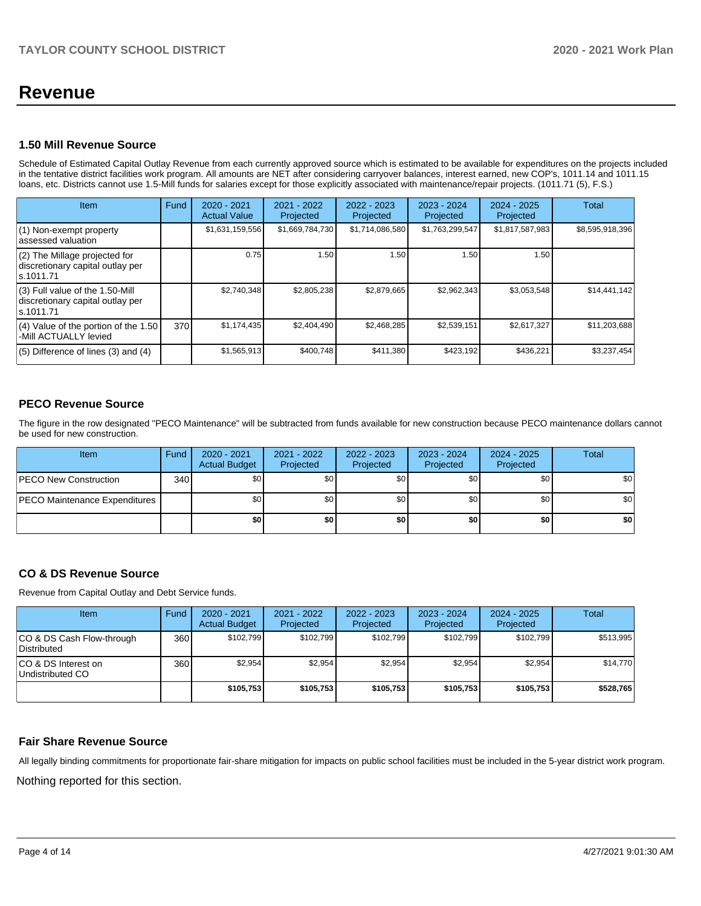# Revenue

### 1.50 Mill Revenue Source

Schedule of Estimated Capital Outlay Revenue from each currently approved source which is estimated to be available for expenditures on the projects included in the tentative district facilities work program. All amounts are NET after considering carryover balances, interest earned, new COP's, 1011.14 and 1011.15 loans, etc. Districts cannot use 1.5-Mill funds for salaries except for those explicitly associated with maintenance/repair projects. (1011.71 (5), F.S.)

| Item | Fund | 2020 - 2021 Actual Value | 2021 - 2022 Projected | 2022 - 2023 Projected | 2023 - 2024 Projected | 2024 - 2025 Projected | Total |
|---|---|---|---|---|---|---|---|
| (1) Non-exempt property assessed valuation | | $1,631,159,556 | $1,669,784,730 | $1,714,086,580 | $1,763,299,547 | $1,817,587,983 | $8,595,918,396 |
| (2) The Millage projected for discretionary capital outlay per s.1011.71 | | 0.75 | 1.50 | 1.50 | 1.50 | 1.50 | |
| (3) Full value of the 1.50-Mill discretionary capital outlay per s.1011.71 | | $2,740,348 | $2,805,238 | $2,879,665 | $2,962,343 | $3,053,548 | $14,441,142 |
| (4) Value of the portion of the 1.50 -Mill ACTUALLY levied | 370 | $1,174,435 | $2,404,490 | $2,468,285 | $2,539,151 | $2,617,327 | $11,203,688 |
| (5) Difference of lines (3) and (4) | | $1,565,913 | $400,748 | $411,380 | $423,192 | $436,221 | $3,237,454 |

### PECO Revenue Source

The figure in the row designated "PECO Maintenance" will be subtracted from funds available for new construction because PECO maintenance dollars cannot be used for new construction.

| Item | Fund | 2020 - 2021 Actual Budget | 2021 - 2022 Projected | 2022 - 2023 Projected | 2023 - 2024 Projected | 2024 - 2025 Projected | Total |
|---|---|---|---|---|---|---|---|
| PECO New Construction | 340 | $0 | $0 | $0 | $0 | $0 | $0 |
| PECO Maintenance Expenditures | | $0 | $0 | $0 | $0 | $0 | $0 |
| | | **$0** | **$0** | **$0** | **$0** | **$0** | **$0** |

### CO & DS Revenue Source

Revenue from Capital Outlay and Debt Service funds.

| Item | Fund | 2020 - 2021 Actual Budget | 2021 - 2022 Projected | 2022 - 2023 Projected | 2023 - 2024 Projected | 2024 - 2025 Projected | Total |
|---|---|---|---|---|---|---|---|
| CO & DS Cash Flow-through Distributed | 360 | $102,799 | $102,799 | $102,799 | $102,799 | $102,799 | $513,995 |
| CO & DS Interest on Undistributed CO | 360 | $2,954 | $2,954 | $2,954 | $2,954 | $2,954 | $14,770 |
| | | **$105,753** | **$105,753** | **$105,753** | **$105,753** | **$105,753** | **$528,765** |

### Fair Share Revenue Source

All legally binding commitments for proportionate fair-share mitigation for impacts on public school facilities must be included in the 5-year district work program.

Nothing reported for this section.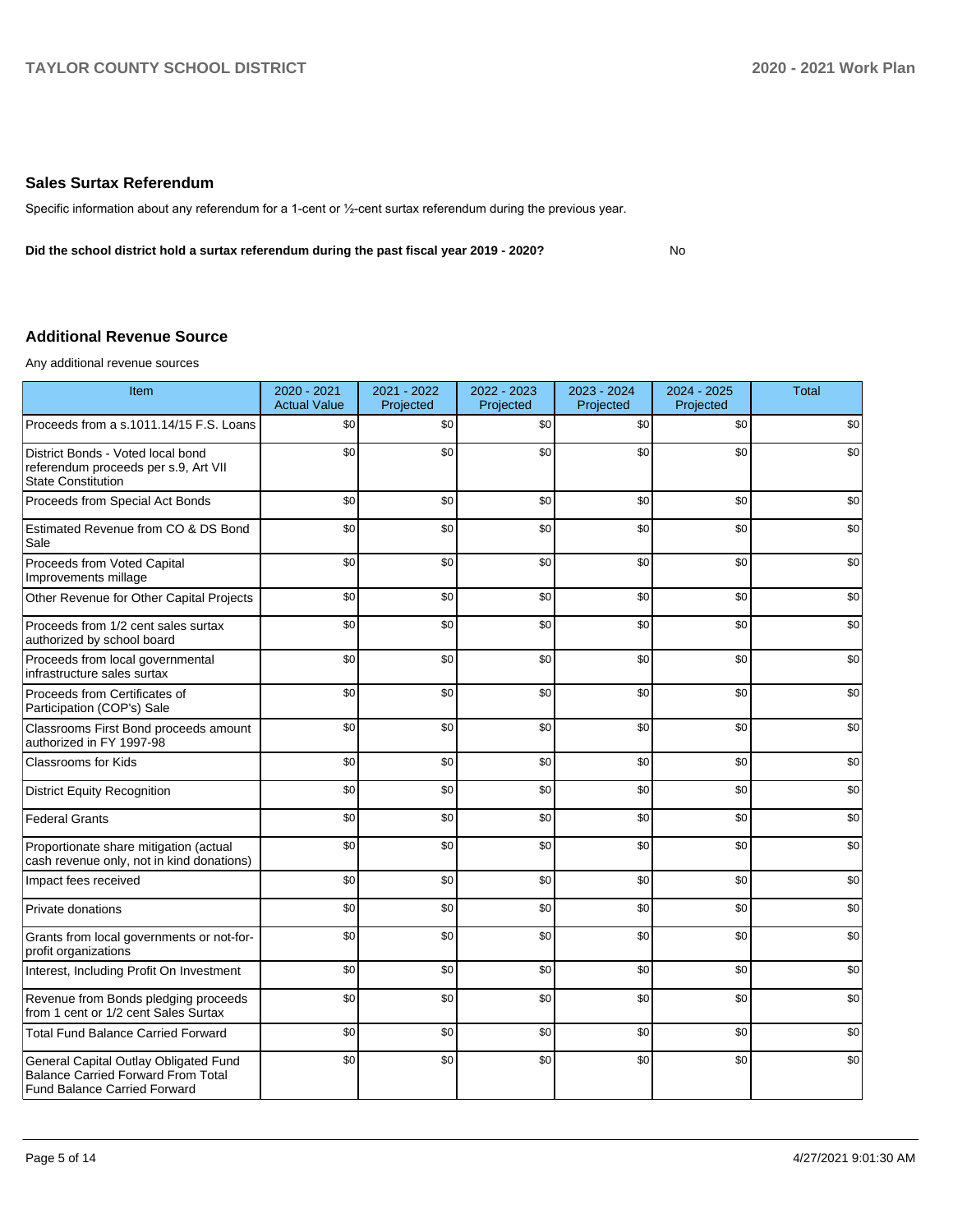## Sales Surtax Referendum

Specific information about any referendum for a 1-cent or ½-cent surtax referendum during the previous year.

**Did the school district hold a surtax referendum during the past fiscal year 2019 - 2020?** No

## Additional Revenue Source

Any additional revenue sources

| Item | 2020 - 2021 Actual Value | 2021 - 2022 Projected | 2022 - 2023 Projected | 2023 - 2024 Projected | 2024 - 2025 Projected | Total |
|---|---|---|---|---|---|---|
| Proceeds from a s.1011.14/15 F.S. Loans | $0 | $0 | $0 | $0 | $0 | $0 |
| District Bonds - Voted local bond referendum proceeds per s.9, Art VII State Constitution | $0 | $0 | $0 | $0 | $0 | $0 |
| Proceeds from Special Act Bonds | $0 | $0 | $0 | $0 | $0 | $0 |
| Estimated Revenue from CO & DS Bond Sale | $0 | $0 | $0 | $0 | $0 | $0 |
| Proceeds from Voted Capital Improvements millage | $0 | $0 | $0 | $0 | $0 | $0 |
| Other Revenue for Other Capital Projects | $0 | $0 | $0 | $0 | $0 | $0 |
| Proceeds from 1/2 cent sales surtax authorized by school board | $0 | $0 | $0 | $0 | $0 | $0 |
| Proceeds from local governmental infrastructure sales surtax | $0 | $0 | $0 | $0 | $0 | $0 |
| Proceeds from Certificates of Participation (COP's) Sale | $0 | $0 | $0 | $0 | $0 | $0 |
| Classrooms First Bond proceeds amount authorized in FY 1997-98 | $0 | $0 | $0 | $0 | $0 | $0 |
| Classrooms for Kids | $0 | $0 | $0 | $0 | $0 | $0 |
| District Equity Recognition | $0 | $0 | $0 | $0 | $0 | $0 |
| Federal Grants | $0 | $0 | $0 | $0 | $0 | $0 |
| Proportionate share mitigation (actual cash revenue only, not in kind donations) | $0 | $0 | $0 | $0 | $0 | $0 |
| Impact fees received | $0 | $0 | $0 | $0 | $0 | $0 |
| Private donations | $0 | $0 | $0 | $0 | $0 | $0 |
| Grants from local governments or not-for-profit organizations | $0 | $0 | $0 | $0 | $0 | $0 |
| Interest, Including Profit On Investment | $0 | $0 | $0 | $0 | $0 | $0 |
| Revenue from Bonds pledging proceeds from 1 cent or 1/2 cent Sales Surtax | $0 | $0 | $0 | $0 | $0 | $0 |
| Total Fund Balance Carried Forward | $0 | $0 | $0 | $0 | $0 | $0 |
| General Capital Outlay Obligated Fund Balance Carried Forward From Total Fund Balance Carried Forward | $0 | $0 | $0 | $0 | $0 | $0 |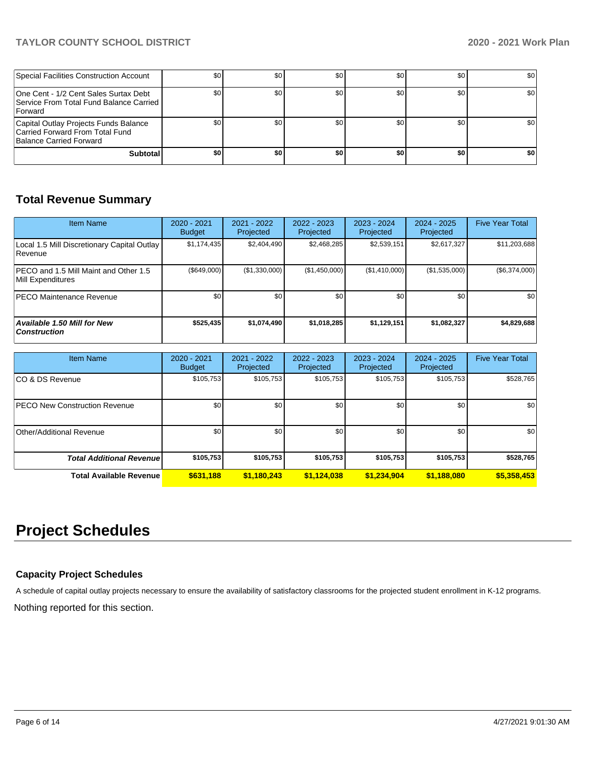| | | | | | | |
|---|---|---|---|---|---|---|
| Special Facilities Construction Account | $0 | $0 | $0 | $0 | $0 | $0 |
| One Cent - 1/2 Cent Sales Surtax Debt Service From Total Fund Balance Carried Forward | $0 | $0 | $0 | $0 | $0 | $0 |
| Capital Outlay Projects Funds Balance Carried Forward From Total Fund Balance Carried Forward | $0 | $0 | $0 | $0 | $0 | $0 |
| **Subtotal** | **$0** | **$0** | **$0** | **$0** | **$0** | **$0** |

## Total Revenue Summary

| Item Name | 2020 - 2021 Budget | 2021 - 2022 Projected | 2022 - 2023 Projected | 2023 - 2024 Projected | 2024 - 2025 Projected | Five Year Total |
|---|---|---|---|---|---|---|
| Local 1.5 Mill Discretionary Capital Outlay Revenue | $1,174,435 | $2,404,490 | $2,468,285 | $2,539,151 | $2,617,327 | $11,203,688 |
| PECO and 1.5 Mill Maint and Other 1.5 Mill Expenditures | ($649,000) | ($1,330,000) | ($1,450,000) | ($1,410,000) | ($1,535,000) | ($6,374,000) |
| PECO Maintenance Revenue | $0 | $0 | $0 | $0 | $0 | $0 |
| ***Available 1.50 Mill for New Construction*** | **$525,435** | **$1,074,490** | **$1,018,285** | **$1,129,151** | **$1,082,327** | **$4,829,688** |

| Item Name | 2020 - 2021 Budget | 2021 - 2022 Projected | 2022 - 2023 Projected | 2023 - 2024 Projected | 2024 - 2025 Projected | Five Year Total |
|---|---|---|---|---|---|---|
| CO & DS Revenue | $105,753 | $105,753 | $105,753 | $105,753 | $105,753 | $528,765 |
| PECO New Construction Revenue | $0 | $0 | $0 | $0 | $0 | $0 |
| Other/Additional Revenue | $0 | $0 | $0 | $0 | $0 | $0 |
| ***Total Additional Revenue*** | **$105,753** | **$105,753** | **$105,753** | **$105,753** | **$105,753** | **$528,765** |
| **Total Available Revenue** | **$631,188** | **$1,180,243** | **$1,124,038** | **$1,234,904** | **$1,188,080** | **$5,358,453** |

# Project Schedules

### Capacity Project Schedules

A schedule of capital outlay projects necessary to ensure the availability of satisfactory classrooms for the projected student enrollment in K-12 programs.

Nothing reported for this section.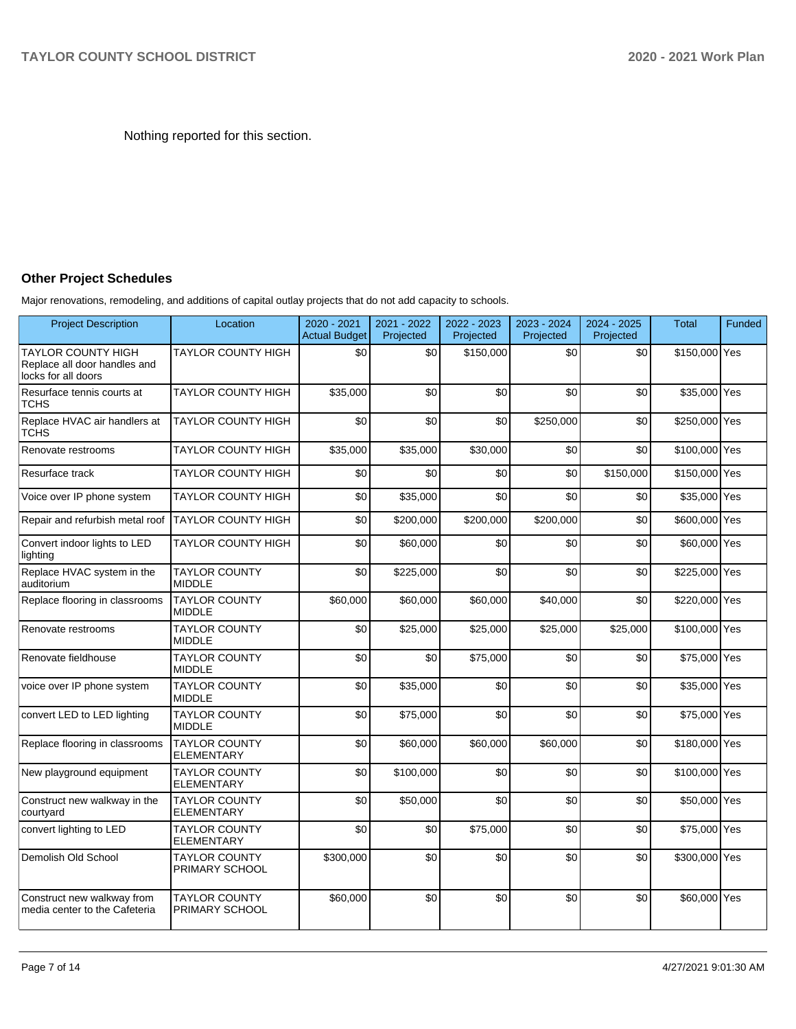Nothing reported for this section.

## Other Project Schedules

Major renovations, remodeling, and additions of capital outlay projects that do not add capacity to schools.

| Project Description | Location | 2020 - 2021 Actual Budget | 2021 - 2022 Projected | 2022 - 2023 Projected | 2023 - 2024 Projected | 2024 - 2025 Projected | Total | Funded |
|---|---|---|---|---|---|---|---|---|
| TAYLOR COUNTY HIGH Replace all door handles and locks for all doors | TAYLOR COUNTY HIGH | $0 | $0 | $150,000 | $0 | $0 | $150,000 | Yes |
| Resurface tennis courts at TCHS | TAYLOR COUNTY HIGH | $35,000 | $0 | $0 | $0 | $0 | $35,000 | Yes |
| Replace HVAC air handlers at TCHS | TAYLOR COUNTY HIGH | $0 | $0 | $0 | $250,000 | $0 | $250,000 | Yes |
| Renovate restrooms | TAYLOR COUNTY HIGH | $35,000 | $35,000 | $30,000 | $0 | $0 | $100,000 | Yes |
| Resurface track | TAYLOR COUNTY HIGH | $0 | $0 | $0 | $0 | $150,000 | $150,000 | Yes |
| Voice over IP phone system | TAYLOR COUNTY HIGH | $0 | $35,000 | $0 | $0 | $0 | $35,000 | Yes |
| Repair and refurbish metal roof | TAYLOR COUNTY HIGH | $0 | $200,000 | $200,000 | $200,000 | $0 | $600,000 | Yes |
| Convert indoor lights to LED lighting | TAYLOR COUNTY HIGH | $0 | $60,000 | $0 | $0 | $0 | $60,000 | Yes |
| Replace HVAC system in the auditorium | TAYLOR COUNTY MIDDLE | $0 | $225,000 | $0 | $0 | $0 | $225,000 | Yes |
| Replace flooring in classrooms | TAYLOR COUNTY MIDDLE | $60,000 | $60,000 | $60,000 | $40,000 | $0 | $220,000 | Yes |
| Renovate restrooms | TAYLOR COUNTY MIDDLE | $0 | $25,000 | $25,000 | $25,000 | $25,000 | $100,000 | Yes |
| Renovate fieldhouse | TAYLOR COUNTY MIDDLE | $0 | $0 | $75,000 | $0 | $0 | $75,000 | Yes |
| voice over IP phone system | TAYLOR COUNTY MIDDLE | $0 | $35,000 | $0 | $0 | $0 | $35,000 | Yes |
| convert LED to LED lighting | TAYLOR COUNTY MIDDLE | $0 | $75,000 | $0 | $0 | $0 | $75,000 | Yes |
| Replace flooring in classrooms | TAYLOR COUNTY ELEMENTARY | $0 | $60,000 | $60,000 | $60,000 | $0 | $180,000 | Yes |
| New playground equipment | TAYLOR COUNTY ELEMENTARY | $0 | $100,000 | $0 | $0 | $0 | $100,000 | Yes |
| Construct new walkway in the courtyard | TAYLOR COUNTY ELEMENTARY | $0 | $50,000 | $0 | $0 | $0 | $50,000 | Yes |
| convert lighting to LED | TAYLOR COUNTY ELEMENTARY | $0 | $0 | $75,000 | $0 | $0 | $75,000 | Yes |
| Demolish Old School | TAYLOR COUNTY PRIMARY SCHOOL | $300,000 | $0 | $0 | $0 | $0 | $300,000 | Yes |
| Construct new walkway from media center to the Cafeteria | TAYLOR COUNTY PRIMARY SCHOOL | $60,000 | $0 | $0 | $0 | $0 | $60,000 | Yes |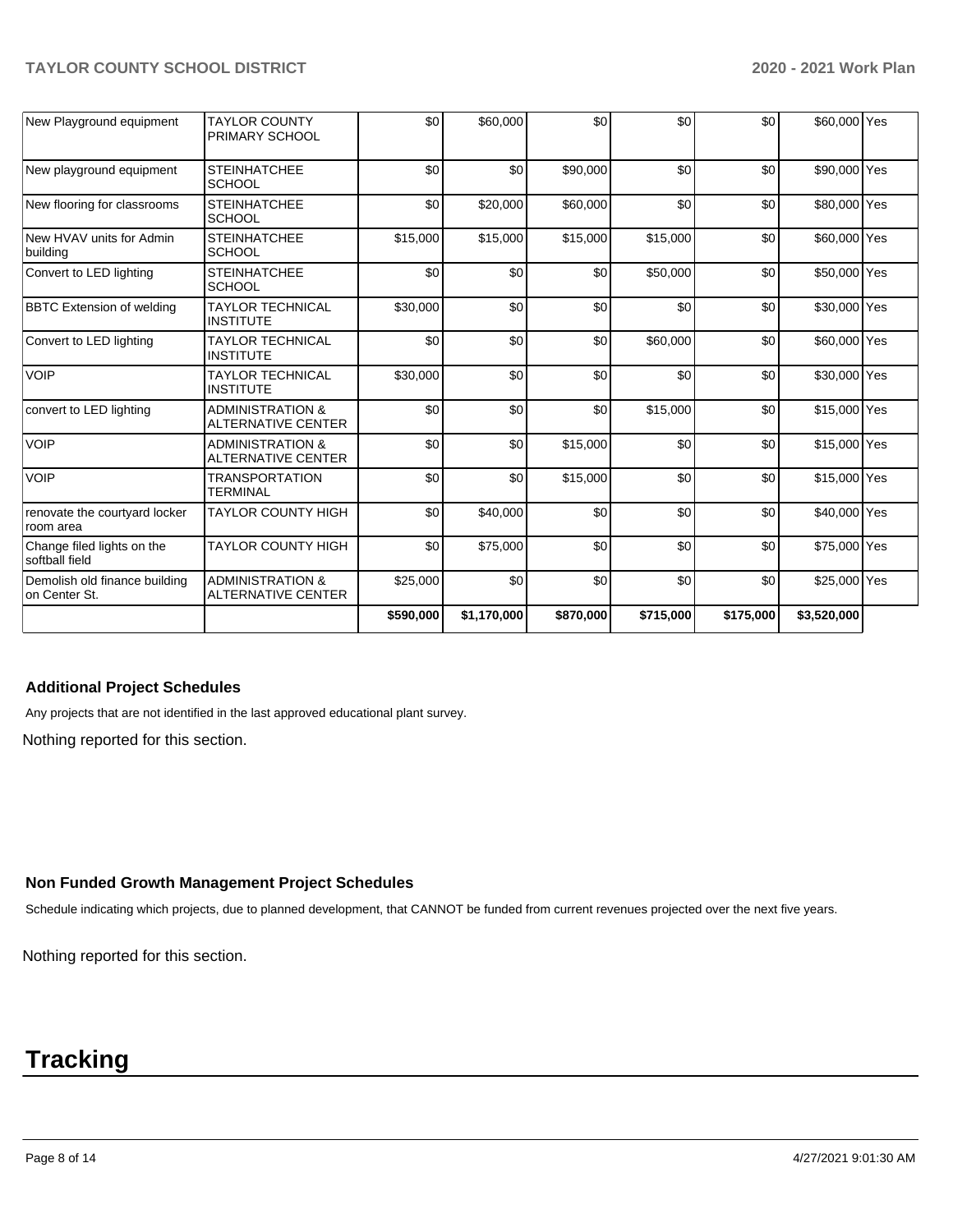| | | | | | | | | |
|---|---|---|---|---|---|---|---|---|
| New Playground equipment | TAYLOR COUNTY PRIMARY SCHOOL | $0 | $60,000 | $0 | $0 | $0 | $60,000 | Yes |
| New playground equipment | STEINHATCHEE SCHOOL | $0 | $0 | $90,000 | $0 | $0 | $90,000 | Yes |
| New flooring for classrooms | STEINHATCHEE SCHOOL | $0 | $20,000 | $60,000 | $0 | $0 | $80,000 | Yes |
| New HVAV units for Admin building | STEINHATCHEE SCHOOL | $15,000 | $15,000 | $15,000 | $15,000 | $0 | $60,000 | Yes |
| Convert to LED lighting | STEINHATCHEE SCHOOL | $0 | $0 | $0 | $50,000 | $0 | $50,000 | Yes |
| BBTC Extension of welding | TAYLOR TECHNICAL INSTITUTE | $30,000 | $0 | $0 | $0 | $0 | $30,000 | Yes |
| Convert to LED lighting | TAYLOR TECHNICAL INSTITUTE | $0 | $0 | $0 | $60,000 | $0 | $60,000 | Yes |
| VOIP | TAYLOR TECHNICAL INSTITUTE | $30,000 | $0 | $0 | $0 | $0 | $30,000 | Yes |
| convert to LED lighting | ADMINISTRATION & ALTERNATIVE CENTER | $0 | $0 | $0 | $15,000 | $0 | $15,000 | Yes |
| VOIP | ADMINISTRATION & ALTERNATIVE CENTER | $0 | $0 | $15,000 | $0 | $0 | $15,000 | Yes |
| VOIP | TRANSPORTATION TERMINAL | $0 | $0 | $15,000 | $0 | $0 | $15,000 | Yes |
| renovate the courtyard locker room area | TAYLOR COUNTY HIGH | $0 | $40,000 | $0 | $0 | $0 | $40,000 | Yes |
| Change filed lights on the softball field | TAYLOR COUNTY HIGH | $0 | $75,000 | $0 | $0 | $0 | $75,000 | Yes |
| Demolish old finance building on Center St. | ADMINISTRATION & ALTERNATIVE CENTER | $25,000 | $0 | $0 | $0 | $0 | $25,000 | Yes |
| | | **$590,000** | **$1,170,000** | **$870,000** | **$715,000** | **$175,000** | **$3,520,000** | |

### Additional Project Schedules

Any projects that are not identified in the last approved educational plant survey.

Nothing reported for this section.

### Non Funded Growth Management Project Schedules

Schedule indicating which projects, due to planned development, that CANNOT be funded from current revenues projected over the next five years.

Nothing reported for this section.

# Tracking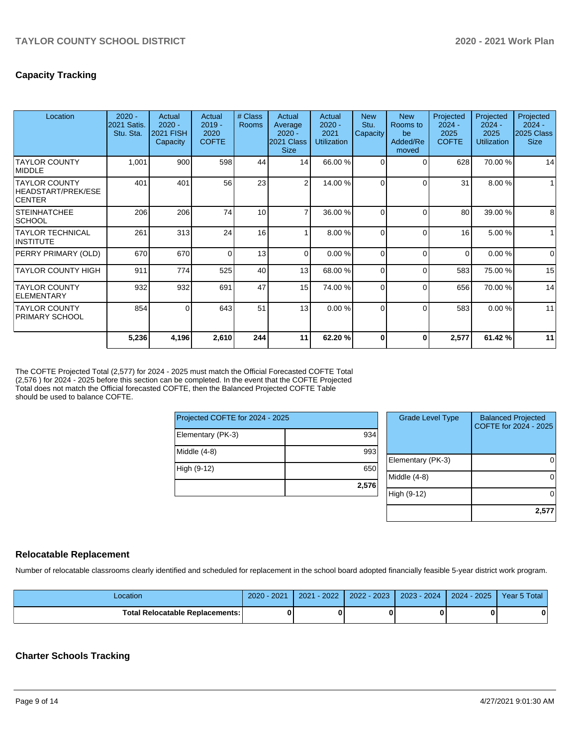## Capacity Tracking

| Location | 2020 - 2021 Satis. Stu. Sta. | Actual 2020 - 2021 FISH Capacity | Actual 2019 - 2020 COFTE | # Class Rooms | Actual Average 2020 - 2021 Class Size | Actual 2020 - 2021 Utilization | New Stu. Capacity | New Rooms to be Added/Removed | Projected 2024 - 2025 COFTE | Projected 2024 - 2025 Utilization | Projected 2024 - 2025 Class Size |
|---|---|---|---|---|---|---|---|---|---|---|---|
| TAYLOR COUNTY MIDDLE | 1,001 | 900 | 598 | 44 | 14 | 66.00 % | 0 | 0 | 628 | 70.00 % | 14 |
| TAYLOR COUNTY HEADSTART/PREK/ESE CENTER | 401 | 401 | 56 | 23 | 2 | 14.00 % | 0 | 0 | 31 | 8.00 % | 1 |
| STEINHATCHEE SCHOOL | 206 | 206 | 74 | 10 | 7 | 36.00 % | 0 | 0 | 80 | 39.00 % | 8 |
| TAYLOR TECHNICAL INSTITUTE | 261 | 313 | 24 | 16 | 1 | 8.00 % | 0 | 0 | 16 | 5.00 % | 1 |
| PERRY PRIMARY (OLD) | 670 | 670 | 0 | 13 | 0 | 0.00 % | 0 | 0 | 0 | 0.00 % | 0 |
| TAYLOR COUNTY HIGH | 911 | 774 | 525 | 40 | 13 | 68.00 % | 0 | 0 | 583 | 75.00 % | 15 |
| TAYLOR COUNTY ELEMENTARY | 932 | 932 | 691 | 47 | 15 | 74.00 % | 0 | 0 | 656 | 70.00 % | 14 |
| TAYLOR COUNTY PRIMARY SCHOOL | 854 | 0 | 643 | 51 | 13 | 0.00 % | 0 | 0 | 583 | 0.00 % | 11 |
| | **5,236** | **4,196** | **2,610** | **244** | **11** | **62.20 %** | **0** | **0** | **2,577** | **61.42 %** | **11** |

The COFTE Projected Total (2,577) for 2024 - 2025 must match the Official Forecasted COFTE Total (2,576 ) for 2024 - 2025 before this section can be completed. In the event that the COFTE Projected Total does not match the Official forecasted COFTE, then the Balanced Projected COFTE Table should be used to balance COFTE.

| Projected COFTE for 2024 - 2025 | |
|---|---|
| Elementary (PK-3) | 934 |
| Middle (4-8) | 993 |
| High (9-12) | 650 |
| | **2,576** |

| Grade Level Type | Balanced Projected COFTE for 2024 - 2025 |
|---|---|
| Elementary (PK-3) | 0 |
| Middle (4-8) | 0 |
| High (9-12) | 0 |
| | **2,577** |

## Relocatable Replacement

Number of relocatable classrooms clearly identified and scheduled for replacement in the school board adopted financially feasible 5-year district work program.

| Location | 2020 - 2021 | 2021 - 2022 | 2022 - 2023 | 2023 - 2024 | 2024 - 2025 | Year 5 Total |
|---|---|---|---|---|---|---|
| **Total Relocatable Replacements:** | **0** | **0** | **0** | **0** | **0** | **0** |

## Charter Schools Tracking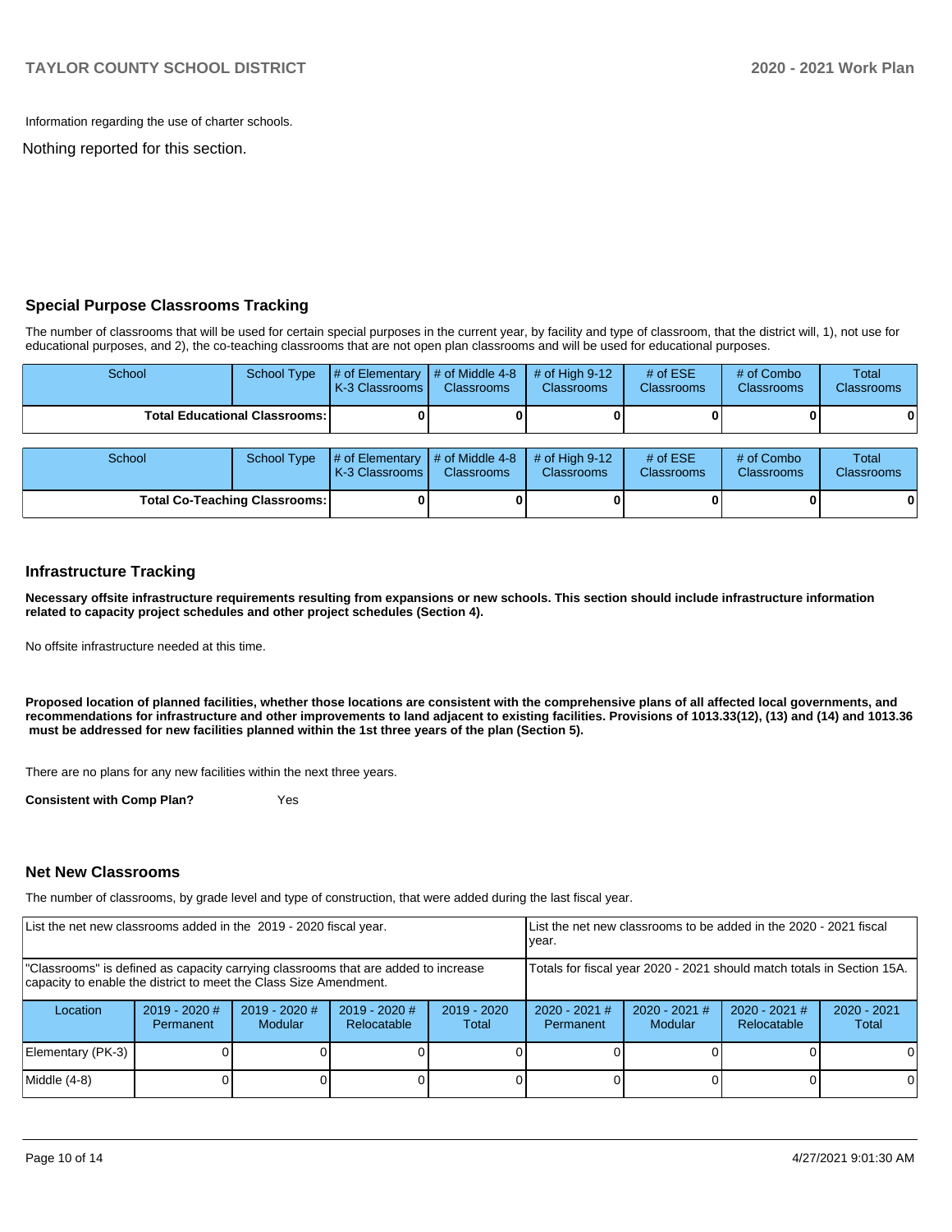Information regarding the use of charter schools.

Nothing reported for this section.

## Special Purpose Classrooms Tracking

The number of classrooms that will be used for certain special purposes in the current year, by facility and type of classroom, that the district will, 1), not use for educational purposes, and 2), the co-teaching classrooms that are not open plan classrooms and will be used for educational purposes.

| School | School Type | # of Elementary K-3 Classrooms | # of Middle 4-8 Classrooms | # of High 9-12 Classrooms | # of ESE Classrooms | # of Combo Classrooms | Total Classrooms |
|---|---|---|---|---|---|---|---|
| **Total Educational Classrooms:** | | **0** | **0** | **0** | **0** | **0** | **0** |

| School | School Type | # of Elementary K-3 Classrooms | # of Middle 4-8 Classrooms | # of High 9-12 Classrooms | # of ESE Classrooms | # of Combo Classrooms | Total Classrooms |
|---|---|---|---|---|---|---|---|
| **Total Co-Teaching Classrooms:** | | **0** | **0** | **0** | **0** | **0** | **0** |

## Infrastructure Tracking

**Necessary offsite infrastructure requirements resulting from expansions or new schools. This section should include infrastructure information related to capacity project schedules and other project schedules (Section 4).**

No offsite infrastructure needed at this time.

**Proposed location of planned facilities, whether those locations are consistent with the comprehensive plans of all affected local governments, and recommendations for infrastructure and other improvements to land adjacent to existing facilities. Provisions of 1013.33(12), (13) and (14) and 1013.36 must be addressed for new facilities planned within the 1st three years of the plan (Section 5).**

There are no plans for any new facilities within the next three years.

**Consistent with Comp Plan?** Yes

## Net New Classrooms

The number of classrooms, by grade level and type of construction, that were added during the last fiscal year.

| List the net new classrooms added in the 2019 - 2020 fiscal year. | | | | | List the net new classrooms to be added in the 2020 - 2021 fiscal year. | | | |
|---|---|---|---|---|---|---|---|---|
| "Classrooms" is defined as capacity carrying classrooms that are added to increase capacity to enable the district to meet the Class Size Amendment. | | | | | Totals for fiscal year 2020 - 2021 should match totals in Section 15A. | | | |
| Location | 2019 - 2020 # Permanent | 2019 - 2020 # Modular | 2019 - 2020 # Relocatable | 2019 - 2020 Total | 2020 - 2021 # Permanent | 2020 - 2021 # Modular | 2020 - 2021 # Relocatable | 2020 - 2021 Total |
| Elementary (PK-3) | 0 | 0 | 0 | 0 | 0 | 0 | 0 | 0 |
| Middle (4-8) | 0 | 0 | 0 | 0 | 0 | 0 | 0 | 0 |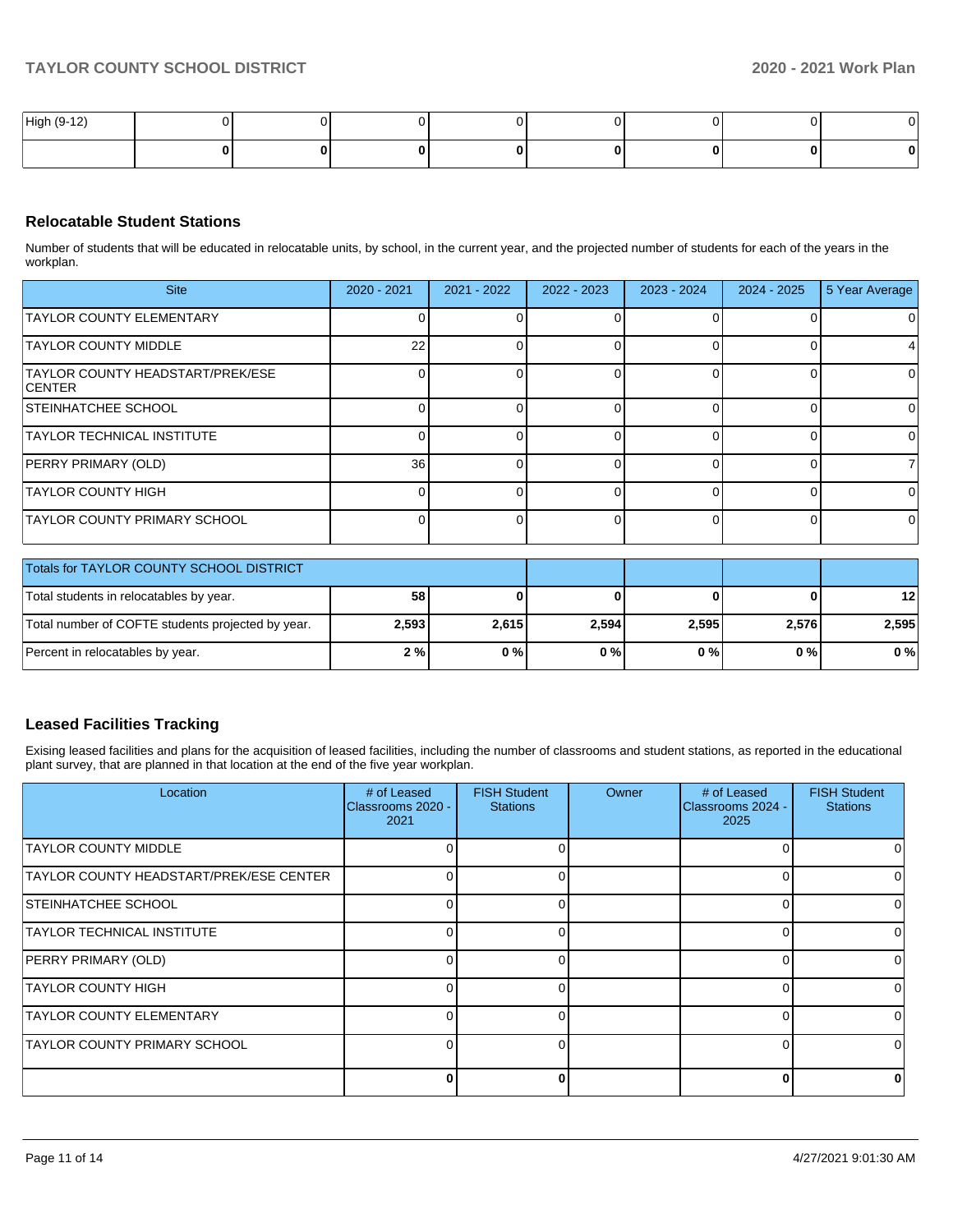| High (9-12) | 0 | 0 | 0 | 0 | 0 | 0 | 0 | 0 |
|---|---|---|---|---|---|---|---|---|
| | **0** | **0** | **0** | **0** | **0** | **0** | **0** | **0** |

## Relocatable Student Stations

Number of students that will be educated in relocatable units, by school, in the current year, and the projected number of students for each of the years in the workplan.

| Site | 2020 - 2021 | 2021 - 2022 | 2022 - 2023 | 2023 - 2024 | 2024 - 2025 | 5 Year Average |
|---|---|---|---|---|---|---|
| TAYLOR COUNTY ELEMENTARY | 0 | 0 | 0 | 0 | 0 | 0 |
| TAYLOR COUNTY MIDDLE | 22 | 0 | 0 | 0 | 0 | 4 |
| TAYLOR COUNTY HEADSTART/PREK/ESE CENTER | 0 | 0 | 0 | 0 | 0 | 0 |
| STEINHATCHEE SCHOOL | 0 | 0 | 0 | 0 | 0 | 0 |
| TAYLOR TECHNICAL INSTITUTE | 0 | 0 | 0 | 0 | 0 | 0 |
| PERRY PRIMARY (OLD) | 36 | 0 | 0 | 0 | 0 | 7 |
| TAYLOR COUNTY HIGH | 0 | 0 | 0 | 0 | 0 | 0 |
| TAYLOR COUNTY PRIMARY SCHOOL | 0 | 0 | 0 | 0 | 0 | 0 |

| Totals for TAYLOR COUNTY SCHOOL DISTRICT | | | | | | |
|---|---|---|---|---|---|---|
| Total students in relocatables by year. | **58** | **0** | **0** | **0** | **0** | **12** |
| Total number of COFTE students projected by year. | **2,593** | **2,615** | **2,594** | **2,595** | **2,576** | **2,595** |
| Percent in relocatables by year. | **2 %** | **0 %** | **0 %** | **0 %** | **0 %** | **0 %** |

## Leased Facilities Tracking

Exising leased facilities and plans for the acquisition of leased facilities, including the number of classrooms and student stations, as reported in the educational plant survey, that are planned in that location at the end of the five year workplan.

| Location | # of Leased Classrooms 2020 - 2021 | FISH Student Stations | Owner | # of Leased Classrooms 2024 - 2025 | FISH Student Stations |
|---|---|---|---|---|---|
| TAYLOR COUNTY MIDDLE | 0 | 0 | | 0 | 0 |
| TAYLOR COUNTY HEADSTART/PREK/ESE CENTER | 0 | 0 | | 0 | 0 |
| STEINHATCHEE SCHOOL | 0 | 0 | | 0 | 0 |
| TAYLOR TECHNICAL INSTITUTE | 0 | 0 | | 0 | 0 |
| PERRY PRIMARY (OLD) | 0 | 0 | | 0 | 0 |
| TAYLOR COUNTY HIGH | 0 | 0 | | 0 | 0 |
| TAYLOR COUNTY ELEMENTARY | 0 | 0 | | 0 | 0 |
| TAYLOR COUNTY PRIMARY SCHOOL | 0 | 0 | | 0 | 0 |
| | **0** | **0** | | **0** | **0** |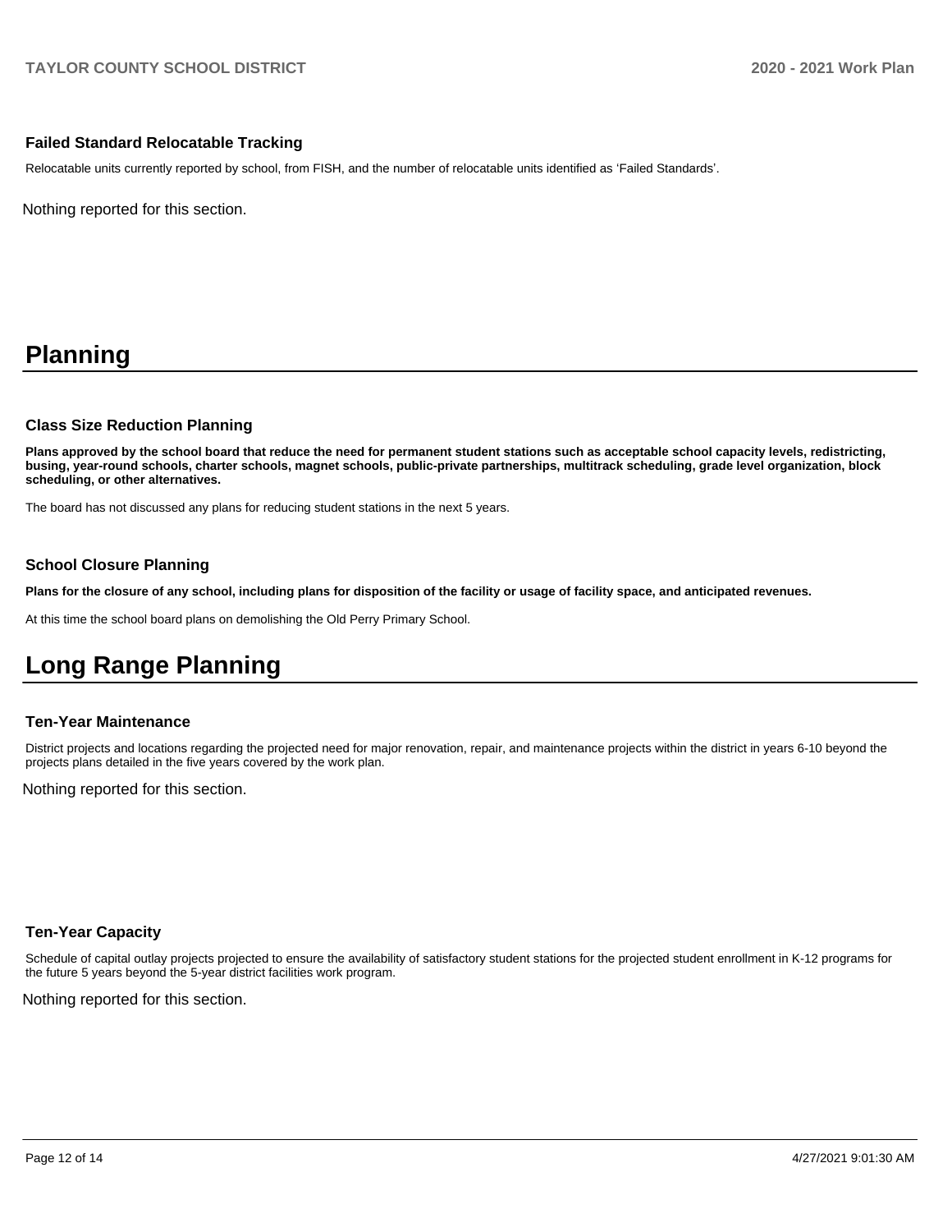### Failed Standard Relocatable Tracking

Relocatable units currently reported by school, from FISH, and the number of relocatable units identified as 'Failed Standards'.

Nothing reported for this section.

# Planning

### Class Size Reduction Planning

**Plans approved by the school board that reduce the need for permanent student stations such as acceptable school capacity levels, redistricting, busing, year-round schools, charter schools, magnet schools, public-private partnerships, multitrack scheduling, grade level organization, block scheduling, or other alternatives.**

The board has not discussed any plans for reducing student stations in the next 5 years.

### School Closure Planning

**Plans for the closure of any school, including plans for disposition of the facility or usage of facility space, and anticipated revenues.**

At this time the school board plans on demolishing the Old Perry Primary School.

# Long Range Planning

### Ten-Year Maintenance

District projects and locations regarding the projected need for major renovation, repair, and maintenance projects within the district in years 6-10 beyond the projects plans detailed in the five years covered by the work plan.

Nothing reported for this section.

### Ten-Year Capacity

Schedule of capital outlay projects projected to ensure the availability of satisfactory student stations for the projected student enrollment in K-12 programs for the future 5 years beyond the 5-year district facilities work program.

Nothing reported for this section.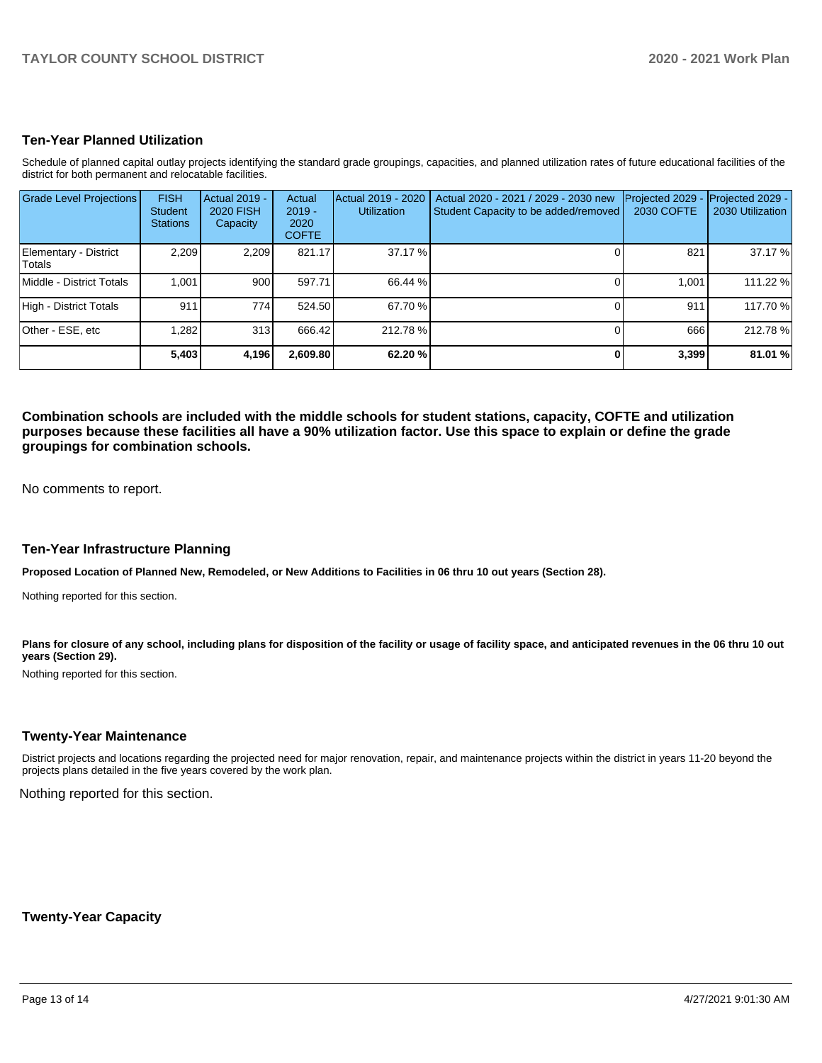## Ten-Year Planned Utilization

Schedule of planned capital outlay projects identifying the standard grade groupings, capacities, and planned utilization rates of future educational facilities of the district for both permanent and relocatable facilities.

| Grade Level Projections | FISH Student Stations | Actual 2019 - 2020 FISH Capacity | Actual 2019 - 2020 COFTE | Actual 2019 - 2020 Utilization | Actual 2020 - 2021 / 2029 - 2030 new Student Capacity to be added/removed | Projected 2029 - 2030 COFTE | Projected 2029 - 2030 Utilization |
|---|---|---|---|---|---|---|---|
| Elementary - District Totals | 2,209 | 2,209 | 821.17 | 37.17 % | 0 | 821 | 37.17 % |
| Middle - District Totals | 1,001 | 900 | 597.71 | 66.44 % | 0 | 1,001 | 111.22 % |
| High - District Totals | 911 | 774 | 524.50 | 67.70 % | 0 | 911 | 117.70 % |
| Other - ESE, etc | 1,282 | 313 | 666.42 | 212.78 % | 0 | 666 | 212.78 % |
| | **5,403** | **4,196** | **2,609.80** | **62.20 %** | **0** | **3,399** | **81.01 %** |

**Combination schools are included with the middle schools for student stations, capacity, COFTE and utilization purposes because these facilities all have a 90% utilization factor. Use this space to explain or define the grade groupings for combination schools.**

No comments to report.

## Ten-Year Infrastructure Planning

**Proposed Location of Planned New, Remodeled, or New Additions to Facilities in 06 thru 10 out years (Section 28).**

Nothing reported for this section.

**Plans for closure of any school, including plans for disposition of the facility or usage of facility space, and anticipated revenues in the 06 thru 10 out years (Section 29).**

Nothing reported for this section.

## Twenty-Year Maintenance

District projects and locations regarding the projected need for major renovation, repair, and maintenance projects within the district in years 11-20 beyond the projects plans detailed in the five years covered by the work plan.

Nothing reported for this section.

## Twenty-Year Capacity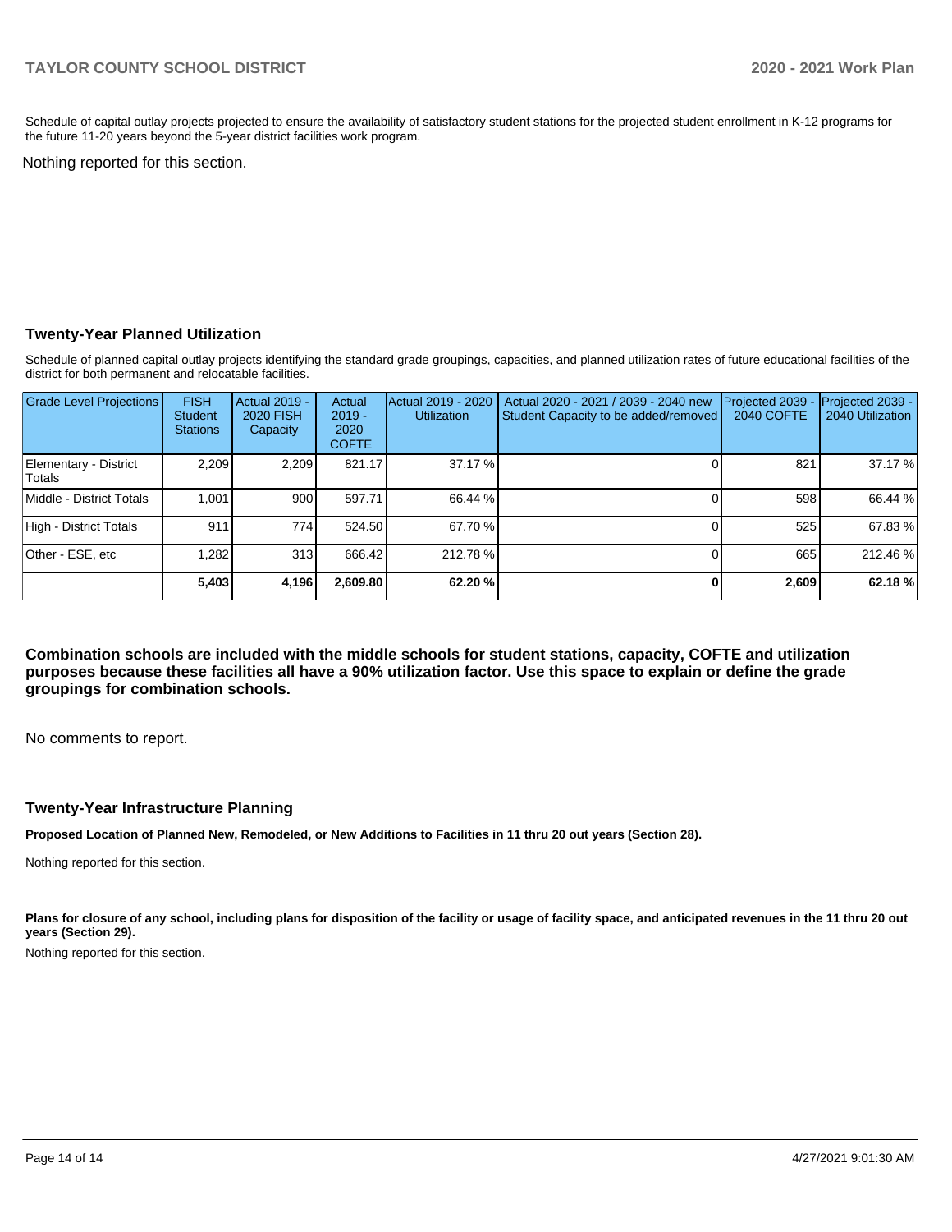Schedule of capital outlay projects projected to ensure the availability of satisfactory student stations for the projected student enrollment in K-12 programs for the future 11-20 years beyond the 5-year district facilities work program.

Nothing reported for this section.

### Twenty-Year Planned Utilization

Schedule of planned capital outlay projects identifying the standard grade groupings, capacities, and planned utilization rates of future educational facilities of the district for both permanent and relocatable facilities.

| Grade Level Projections | FISH Student Stations | Actual 2019 - 2020 FISH Capacity | Actual 2019 - 2020 COFTE | Actual 2019 - 2020 Utilization | Actual 2020 - 2021 / 2039 - 2040 new Student Capacity to be added/removed | Projected 2039 - 2040 COFTE | Projected 2039 - 2040 Utilization |
|---|---|---|---|---|---|---|---|
| Elementary - District Totals | 2,209 | 2,209 | 821.17 | 37.17 % | 0 | 821 | 37.17 % |
| Middle - District Totals | 1,001 | 900 | 597.71 | 66.44 % | 0 | 598 | 66.44 % |
| High - District Totals | 911 | 774 | 524.50 | 67.70 % | 0 | 525 | 67.83 % |
| Other - ESE, etc | 1,282 | 313 | 666.42 | 212.78 % | 0 | 665 | 212.46 % |
| | **5,403** | **4,196** | **2,609.80** | **62.20 %** | **0** | **2,609** | **62.18 %** |

**Combination schools are included with the middle schools for student stations, capacity, COFTE and utilization purposes because these facilities all have a 90% utilization factor. Use this space to explain or define the grade groupings for combination schools.**

No comments to report.

### Twenty-Year Infrastructure Planning

**Proposed Location of Planned New, Remodeled, or New Additions to Facilities in 11 thru 20 out years (Section 28).**

Nothing reported for this section.

**Plans for closure of any school, including plans for disposition of the facility or usage of facility space, and anticipated revenues in the 11 thru 20 out years (Section 29).**

Nothing reported for this section.